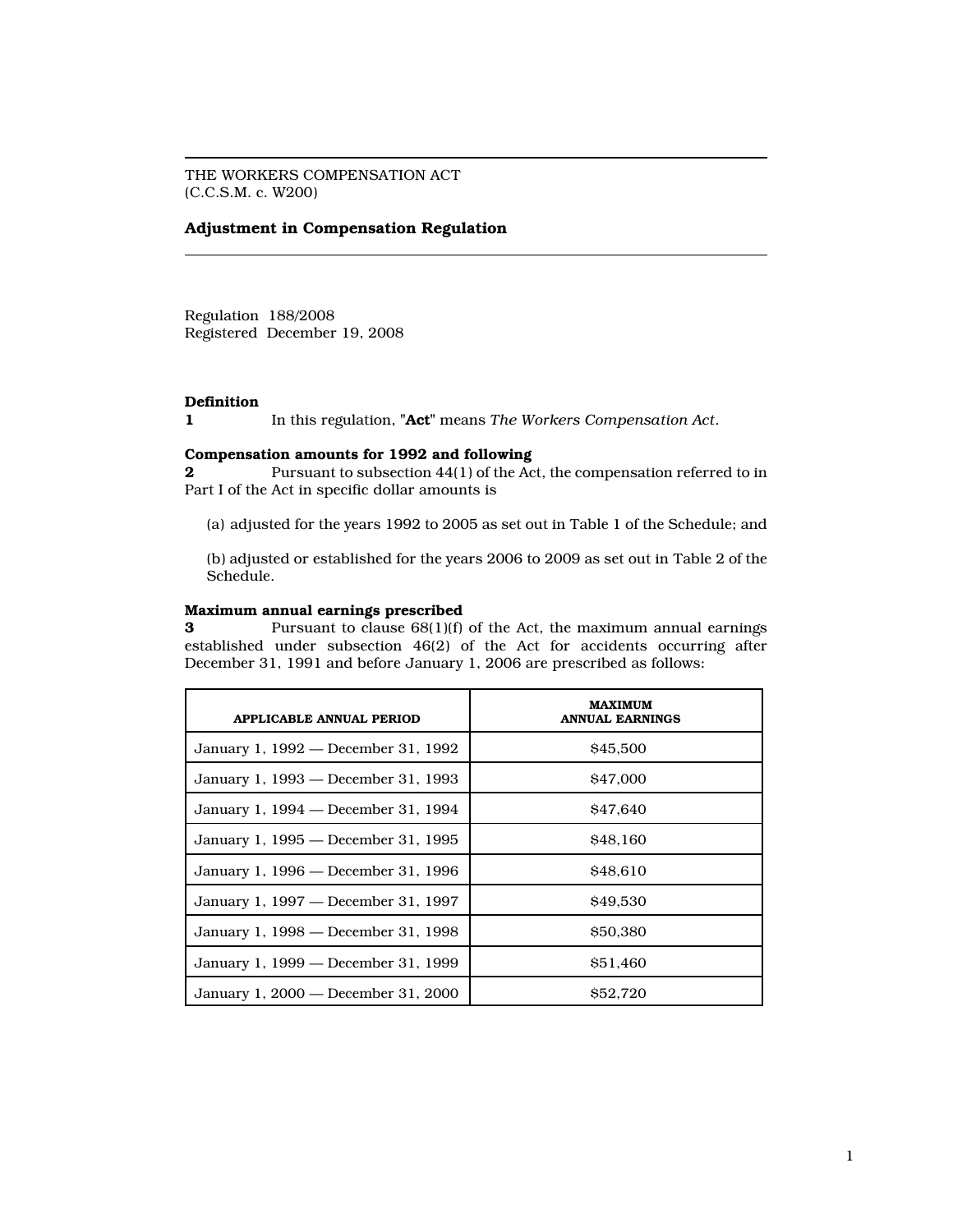THE WORKERS COMPENSATION ACT
(C.C.S.M. c. W200)

## Adjustment in Compensation Regulation

Regulation 188/2008
Registered December 19, 2008

**Definition**

**1** In this regulation, "**Act**" means *The Workers Compensation Act*.

**Compensation amounts for 1992 and following**

**2** Pursuant to subsection 44(1) of the Act, the compensation referred to in Part I of the Act in specific dollar amounts is

(a) adjusted for the years 1992 to 2005 as set out in Table 1 of the Schedule; and

(b) adjusted or established for the years 2006 to 2009 as set out in Table 2 of the Schedule.

**Maximum annual earnings prescribed**

**3** Pursuant to clause 68(1)(f) of the Act, the maximum annual earnings established under subsection 46(2) of the Act for accidents occurring after December 31, 1991 and before January 1, 2006 are prescribed as follows:

| APPLICABLE ANNUAL PERIOD | MAXIMUM ANNUAL EARNINGS |
|---|---|
| January 1, 1992 — December 31, 1992 | $45,500 |
| January 1, 1993 — December 31, 1993 | $47,000 |
| January 1, 1994 — December 31, 1994 | $47,640 |
| January 1, 1995 — December 31, 1995 | $48,160 |
| January 1, 1996 — December 31, 1996 | $48,610 |
| January 1, 1997 — December 31, 1997 | $49,530 |
| January 1, 1998 — December 31, 1998 | $50,380 |
| January 1, 1999 — December 31, 1999 | $51,460 |
| January 1, 2000 — December 31, 2000 | $52,720 |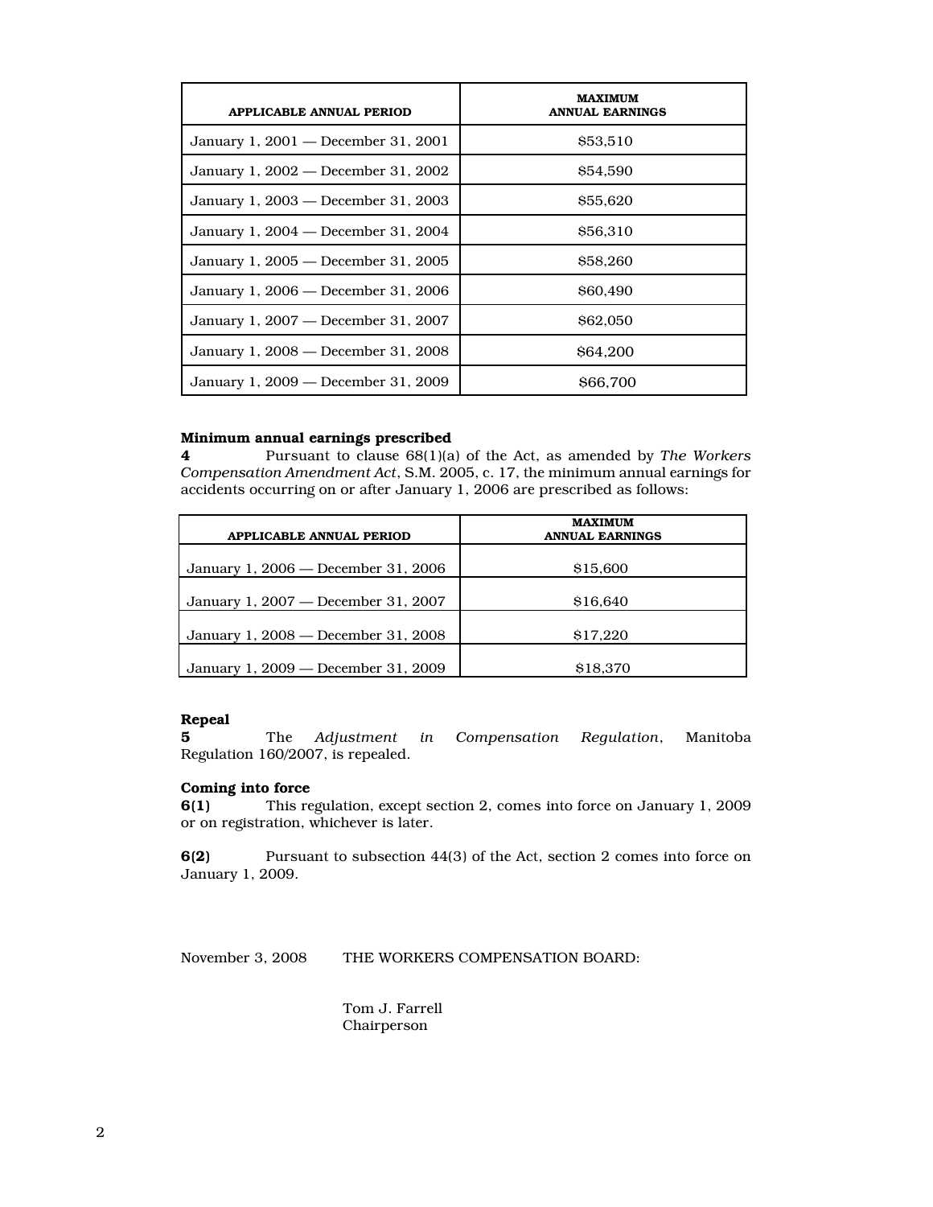| APPLICABLE ANNUAL PERIOD | MAXIMUM ANNUAL EARNINGS |
|---|---|
| January 1, 2001 — December 31, 2001 | $53,510 |
| January 1, 2002 — December 31, 2002 | $54,590 |
| January 1, 2003 — December 31, 2003 | $55,620 |
| January 1, 2004 — December 31, 2004 | $56,310 |
| January 1, 2005 — December 31, 2005 | $58,260 |
| January 1, 2006 — December 31, 2006 | $60,490 |
| January 1, 2007 — December 31, 2007 | $62,050 |
| January 1, 2008 — December 31, 2008 | $64,200 |
| January 1, 2009 — December 31, 2009 | $66,700 |

**Minimum annual earnings prescribed**

**4** Pursuant to clause 68(1)(a) of the Act, as amended by *The Workers Compensation Amendment Act*, S.M. 2005, c. 17, the minimum annual earnings for accidents occurring on or after January 1, 2006 are prescribed as follows:

| APPLICABLE ANNUAL PERIOD | MAXIMUM ANNUAL EARNINGS |
|---|---|
| January 1, 2006 — December 31, 2006 | $15,600 |
| January 1, 2007 — December 31, 2007 | $16,640 |
| January 1, 2008 — December 31, 2008 | $17,220 |
| January 1, 2009 — December 31, 2009 | $18,370 |

**Repeal**

**5** The *Adjustment in Compensation Regulation*, Manitoba Regulation 160/2007, is repealed.

**Coming into force**

**6(1)** This regulation, except section 2, comes into force on January 1, 2009 or on registration, whichever is later.

**6(2)** Pursuant to subsection 44(3) of the Act, section 2 comes into force on January 1, 2009.

November 3, 2008 THE WORKERS COMPENSATION BOARD:

Tom J. Farrell
Chairperson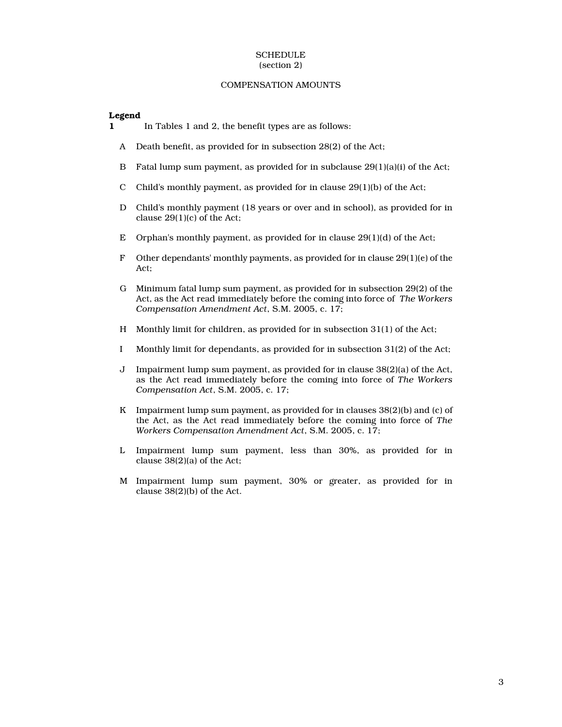SCHEDULE
(section 2)

COMPENSATION AMOUNTS

**Legend**

**1** In Tables 1 and 2, the benefit types are as follows:

A Death benefit, as provided for in subsection 28(2) of the Act;

B Fatal lump sum payment, as provided for in subclause 29(1)(a)(i) of the Act;

C Child's monthly payment, as provided for in clause 29(1)(b) of the Act;

D Child's monthly payment (18 years or over and in school), as provided for in clause 29(1)(c) of the Act;

E Orphan's monthly payment, as provided for in clause 29(1)(d) of the Act;

F Other dependants' monthly payments, as provided for in clause 29(1)(e) of the Act;

G Minimum fatal lump sum payment, as provided for in subsection 29(2) of the Act, as the Act read immediately before the coming into force of *The Workers Compensation Amendment Act*, S.M. 2005, c. 17;

H Monthly limit for children, as provided for in subsection 31(1) of the Act;

I Monthly limit for dependants, as provided for in subsection 31(2) of the Act;

J Impairment lump sum payment, as provided for in clause 38(2)(a) of the Act, as the Act read immediately before the coming into force of *The Workers Compensation Act*, S.M. 2005, c. 17;

K Impairment lump sum payment, as provided for in clauses 38(2)(b) and (c) of the Act, as the Act read immediately before the coming into force of *The Workers Compensation Amendment Act*, S.M. 2005, c. 17;

L Impairment lump sum payment, less than 30%, as provided for in clause 38(2)(a) of the Act;

M Impairment lump sum payment, 30% or greater, as provided for in clause 38(2)(b) of the Act.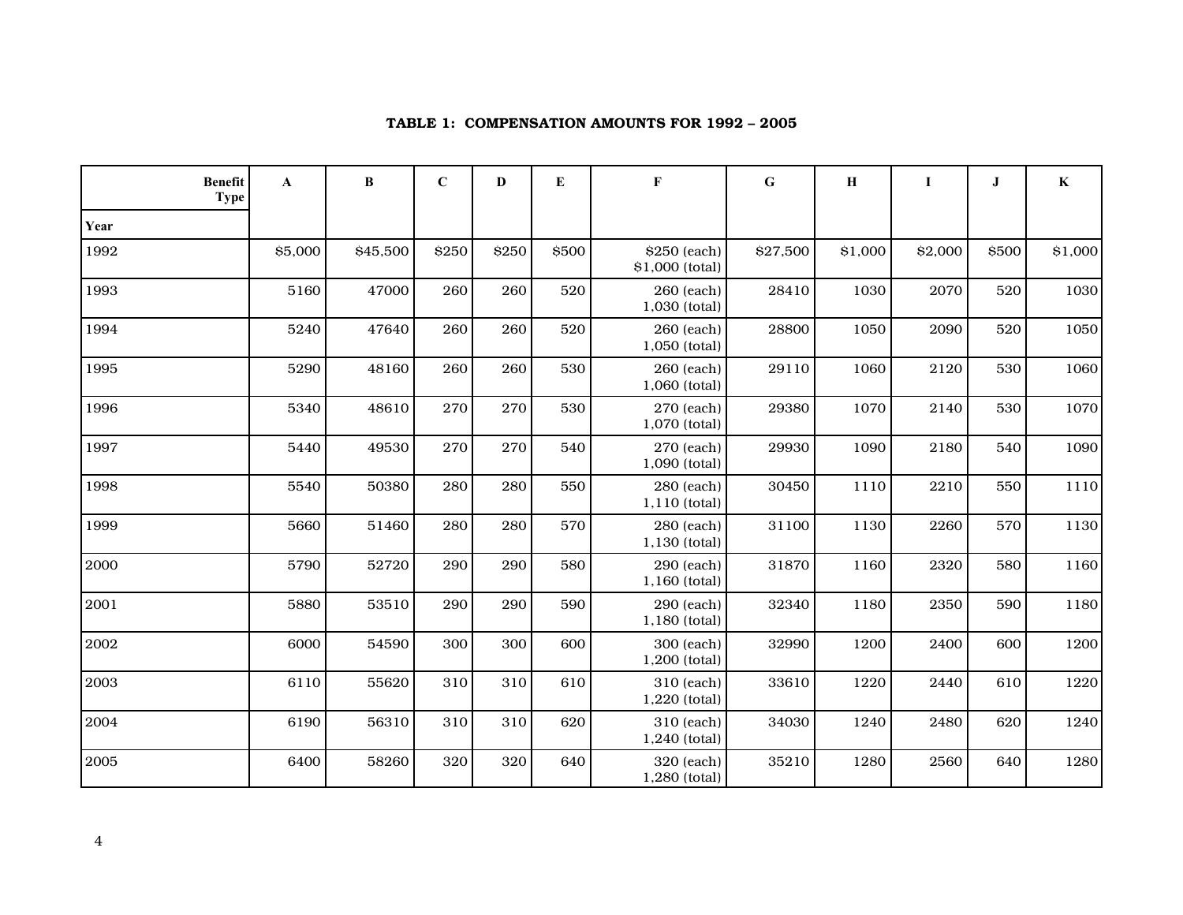**TABLE 1: COMPENSATION AMOUNTS FOR 1992 – 2005**

| Benefit Type / Year | A | B | C | D | E | F | G | H | I | J | K |
|---|---|---|---|---|---|---|---|---|---|---|---|
| 1992 | $5,000 | $45,500 | $250 | $250 | $500 | $250 (each) $1,000 (total) | $27,500 | $1,000 | $2,000 | $500 | $1,000 |
| 1993 | 5160 | 47000 | 260 | 260 | 520 | 260 (each) 1,030 (total) | 28410 | 1030 | 2070 | 520 | 1030 |
| 1994 | 5240 | 47640 | 260 | 260 | 520 | 260 (each) 1,050 (total) | 28800 | 1050 | 2090 | 520 | 1050 |
| 1995 | 5290 | 48160 | 260 | 260 | 530 | 260 (each) 1,060 (total) | 29110 | 1060 | 2120 | 530 | 1060 |
| 1996 | 5340 | 48610 | 270 | 270 | 530 | 270 (each) 1,070 (total) | 29380 | 1070 | 2140 | 530 | 1070 |
| 1997 | 5440 | 49530 | 270 | 270 | 540 | 270 (each) 1,090 (total) | 29930 | 1090 | 2180 | 540 | 1090 |
| 1998 | 5540 | 50380 | 280 | 280 | 550 | 280 (each) 1,110 (total) | 30450 | 1110 | 2210 | 550 | 1110 |
| 1999 | 5660 | 51460 | 280 | 280 | 570 | 280 (each) 1,130 (total) | 31100 | 1130 | 2260 | 570 | 1130 |
| 2000 | 5790 | 52720 | 290 | 290 | 580 | 290 (each) 1,160 (total) | 31870 | 1160 | 2320 | 580 | 1160 |
| 2001 | 5880 | 53510 | 290 | 290 | 590 | 290 (each) 1,180 (total) | 32340 | 1180 | 2350 | 590 | 1180 |
| 2002 | 6000 | 54590 | 300 | 300 | 600 | 300 (each) 1,200 (total) | 32990 | 1200 | 2400 | 600 | 1200 |
| 2003 | 6110 | 55620 | 310 | 310 | 610 | 310 (each) 1,220 (total) | 33610 | 1220 | 2440 | 610 | 1220 |
| 2004 | 6190 | 56310 | 310 | 310 | 620 | 310 (each) 1,240 (total) | 34030 | 1240 | 2480 | 620 | 1240 |
| 2005 | 6400 | 58260 | 320 | 320 | 640 | 320 (each) 1,280 (total) | 35210 | 1280 | 2560 | 640 | 1280 |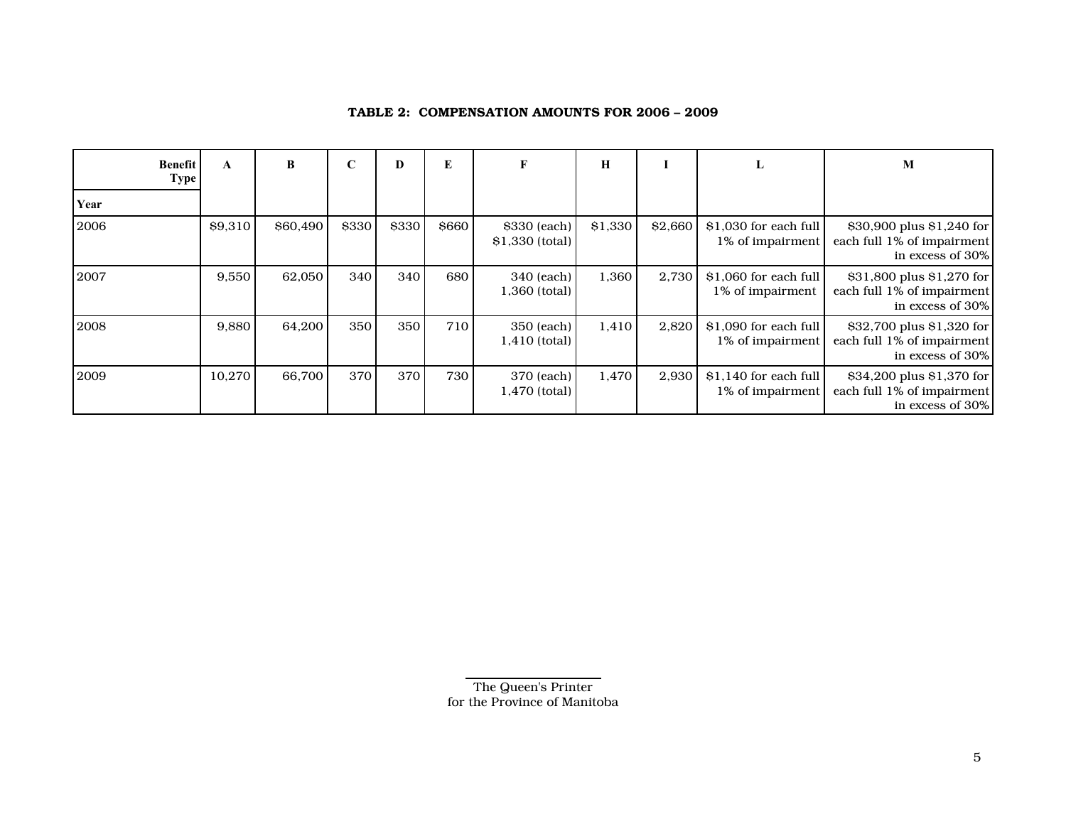**TABLE 2: COMPENSATION AMOUNTS FOR 2006 – 2009**

| Benefit Type / Year | A | B | C | D | E | F | H | I | L | M |
|---|---|---|---|---|---|---|---|---|---|---|
| 2006 | $9,310 | $60,490 | $330 | $330 | $660 | $330 (each) $1,330 (total) | $1,330 | $2,660 | $1,030 for each full 1% of impairment | $30,900 plus $1,240 for each full 1% of impairment in excess of 30% |
| 2007 | 9,550 | 62,050 | 340 | 340 | 680 | 340 (each) 1,360 (total) | 1,360 | 2,730 | $1,060 for each full 1% of impairment | $31,800 plus $1,270 for each full 1% of impairment in excess of 30% |
| 2008 | 9,880 | 64,200 | 350 | 350 | 710 | 350 (each) 1,410 (total) | 1,410 | 2,820 | $1,090 for each full 1% of impairment | $32,700 plus $1,320 for each full 1% of impairment in excess of 30% |
| 2009 | 10,270 | 66,700 | 370 | 370 | 730 | 370 (each) 1,470 (total) | 1,470 | 2,930 | $1,140 for each full 1% of impairment | $34,200 plus $1,370 for each full 1% of impairment in excess of 30% |

The Queen's Printer
for the Province of Manitoba